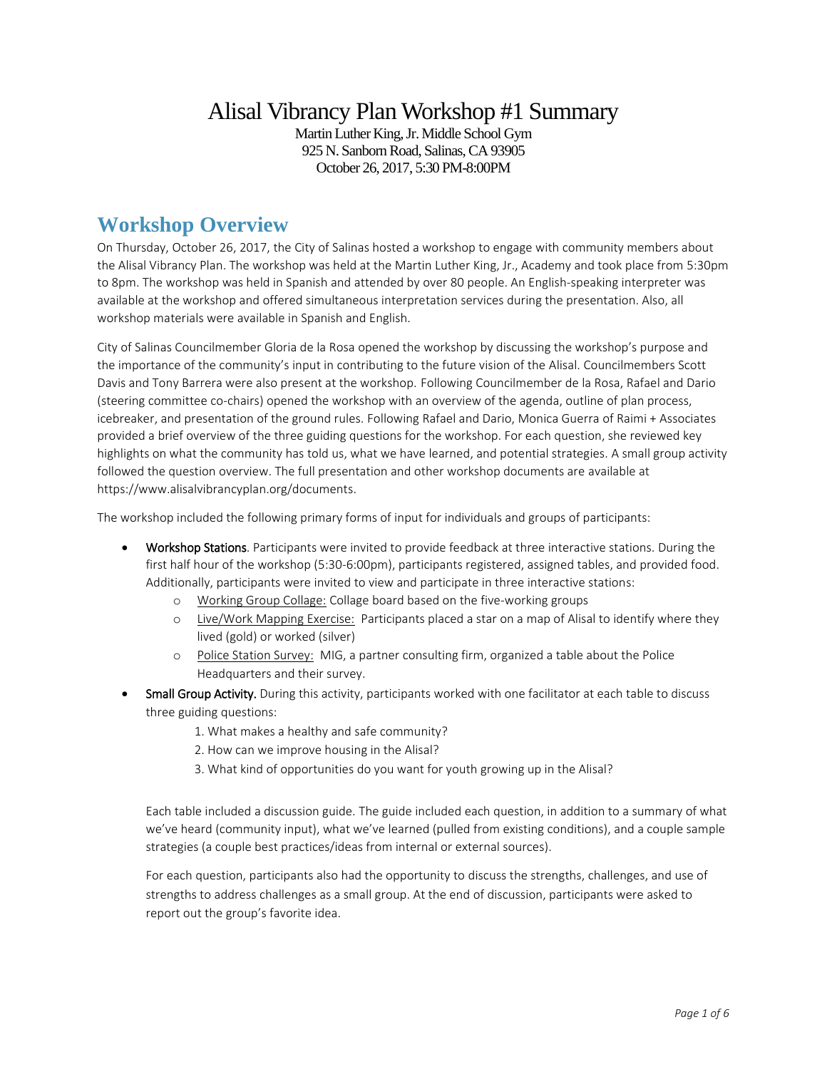# Alisal Vibrancy Plan Workshop #1 Summary

Martin Luther King, Jr. Middle School Gym
925 N. Sanborn Road, Salinas, CA 93905
October 26, 2017, 5:30 PM-8:00PM

## Workshop Overview

On Thursday, October 26, 2017, the City of Salinas hosted a workshop to engage with community members about the Alisal Vibrancy Plan. The workshop was held at the Martin Luther King, Jr., Academy and took place from 5:30pm to 8pm. The workshop was held in Spanish and attended by over 80 people. An English-speaking interpreter was available at the workshop and offered simultaneous interpretation services during the presentation. Also, all workshop materials were available in Spanish and English.

City of Salinas Councilmember Gloria de la Rosa opened the workshop by discussing the workshop's purpose and the importance of the community's input in contributing to the future vision of the Alisal. Councilmembers Scott Davis and Tony Barrera were also present at the workshop. Following Councilmember de la Rosa, Rafael and Dario (steering committee co-chairs) opened the workshop with an overview of the agenda, outline of plan process, icebreaker, and presentation of the ground rules. Following Rafael and Dario, Monica Guerra of Raimi + Associates provided a brief overview of the three guiding questions for the workshop. For each question, she reviewed key highlights on what the community has told us, what we have learned, and potential strategies. A small group activity followed the question overview. The full presentation and other workshop documents are available at https://www.alisalvibrancyplan.org/documents.

The workshop included the following primary forms of input for individuals and groups of participants:

- **Workshop Stations**. Participants were invited to provide feedback at three interactive stations. During the first half hour of the workshop (5:30-6:00pm), participants registered, assigned tables, and provided food. Additionally, participants were invited to view and participate in three interactive stations:
  - Working Group Collage: Collage board based on the five-working groups
  - Live/Work Mapping Exercise: Participants placed a star on a map of Alisal to identify where they lived (gold) or worked (silver)
  - Police Station Survey: MIG, a partner consulting firm, organized a table about the Police Headquarters and their survey.
- **Small Group Activity.** During this activity, participants worked with one facilitator at each table to discuss three guiding questions:
  1. What makes a healthy and safe community?
  2. How can we improve housing in the Alisal?
  3. What kind of opportunities do you want for youth growing up in the Alisal?

  Each table included a discussion guide. The guide included each question, in addition to a summary of what we've heard (community input), what we've learned (pulled from existing conditions), and a couple sample strategies (a couple best practices/ideas from internal or external sources).

  For each question, participants also had the opportunity to discuss the strengths, challenges, and use of strengths to address challenges as a small group. At the end of discussion, participants were asked to report out the group's favorite idea.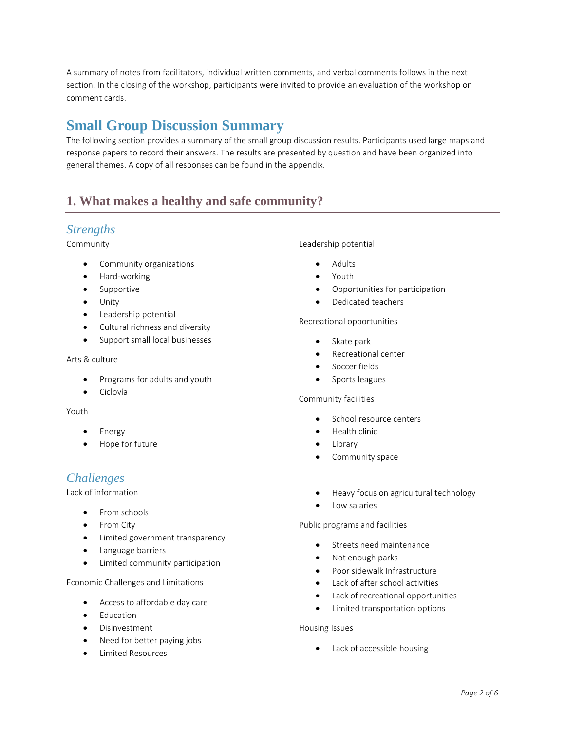A summary of notes from facilitators, individual written comments, and verbal comments follows in the next section. In the closing of the workshop, participants were invited to provide an evaluation of the workshop on comment cards.

## Small Group Discussion Summary

The following section provides a summary of the small group discussion results. Participants used large maps and response papers to record their answers. The results are presented by question and have been organized into general themes. A copy of all responses can be found in the appendix.

### 1. What makes a healthy and safe community?

#### *Strengths*

Community

- Community organizations
- Hard-working
- Supportive
- Unity
- Leadership potential
- Cultural richness and diversity
- Support small local businesses

Arts & culture

- Programs for adults and youth
- Ciclovía

Youth

- Energy
- Hope for future

Leadership potential

- Adults
- Youth
- Opportunities for participation
- Dedicated teachers

Recreational opportunities

- Skate park
- Recreational center
- Soccer fields
- Sports leagues

Community facilities

- School resource centers
- Health clinic
- Library
- Community space

#### *Challenges*

Lack of information

- From schools
- From City
- Limited government transparency
- Language barriers
- Limited community participation

Economic Challenges and Limitations

- Access to affordable day care
- Education
- Disinvestment
- Need for better paying jobs
- Limited Resources
- Heavy focus on agricultural technology
- Low salaries

Public programs and facilities

- Streets need maintenance
- Not enough parks
- Poor sidewalk Infrastructure
- Lack of after school activities
- Lack of recreational opportunities
- Limited transportation options

Housing Issues

- Lack of accessible housing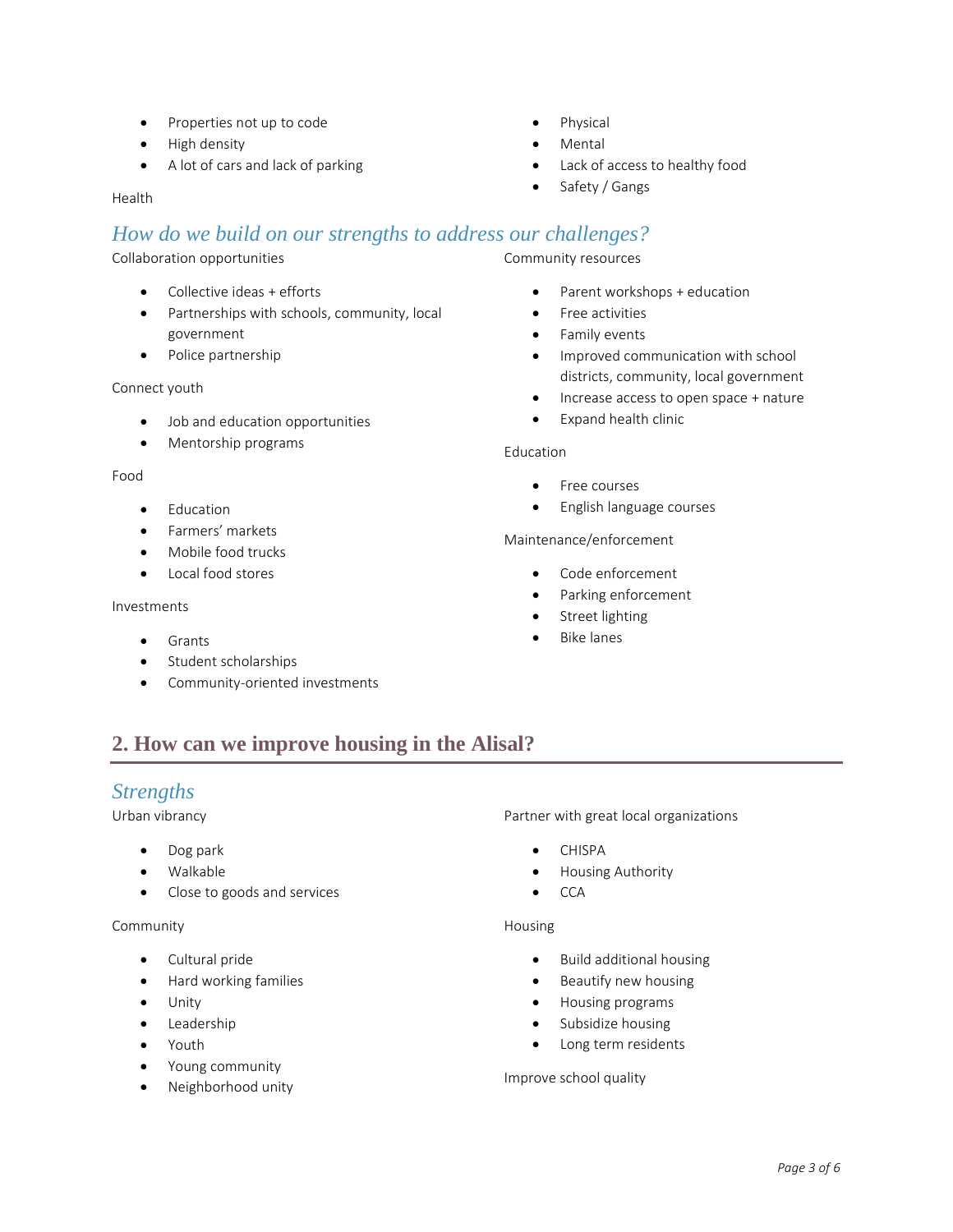- Properties not up to code
- High density
- A lot of cars and lack of parking

Health

- Physical
- Mental
- Lack of access to healthy food
- Safety / Gangs

### *How do we build on our strengths to address our challenges?*

Collaboration opportunities

- Collective ideas + efforts
- Partnerships with schools, community, local government
- Police partnership

Connect youth

- Job and education opportunities
- Mentorship programs

Food

- Education
- Farmers' markets
- Mobile food trucks
- Local food stores

Investments

- Grants
- Student scholarships
- Community-oriented investments

Community resources

- Parent workshops + education
- Free activities
- Family events
- Improved communication with school districts, community, local government
- Increase access to open space + nature
- Expand health clinic

Education

- Free courses
- English language courses

Maintenance/enforcement

- Code enforcement
- Parking enforcement
- Street lighting
- Bike lanes

## 2. How can we improve housing in the Alisal?

### *Strengths*

Urban vibrancy

- Dog park
- Walkable
- Close to goods and services

Community

- Cultural pride
- Hard working families
- Unity
- Leadership
- Youth
- Young community
- Neighborhood unity

Partner with great local organizations

- CHISPA
- Housing Authority
- CCA

Housing

- Build additional housing
- Beautify new housing
- Housing programs
- Subsidize housing
- Long term residents

Improve school quality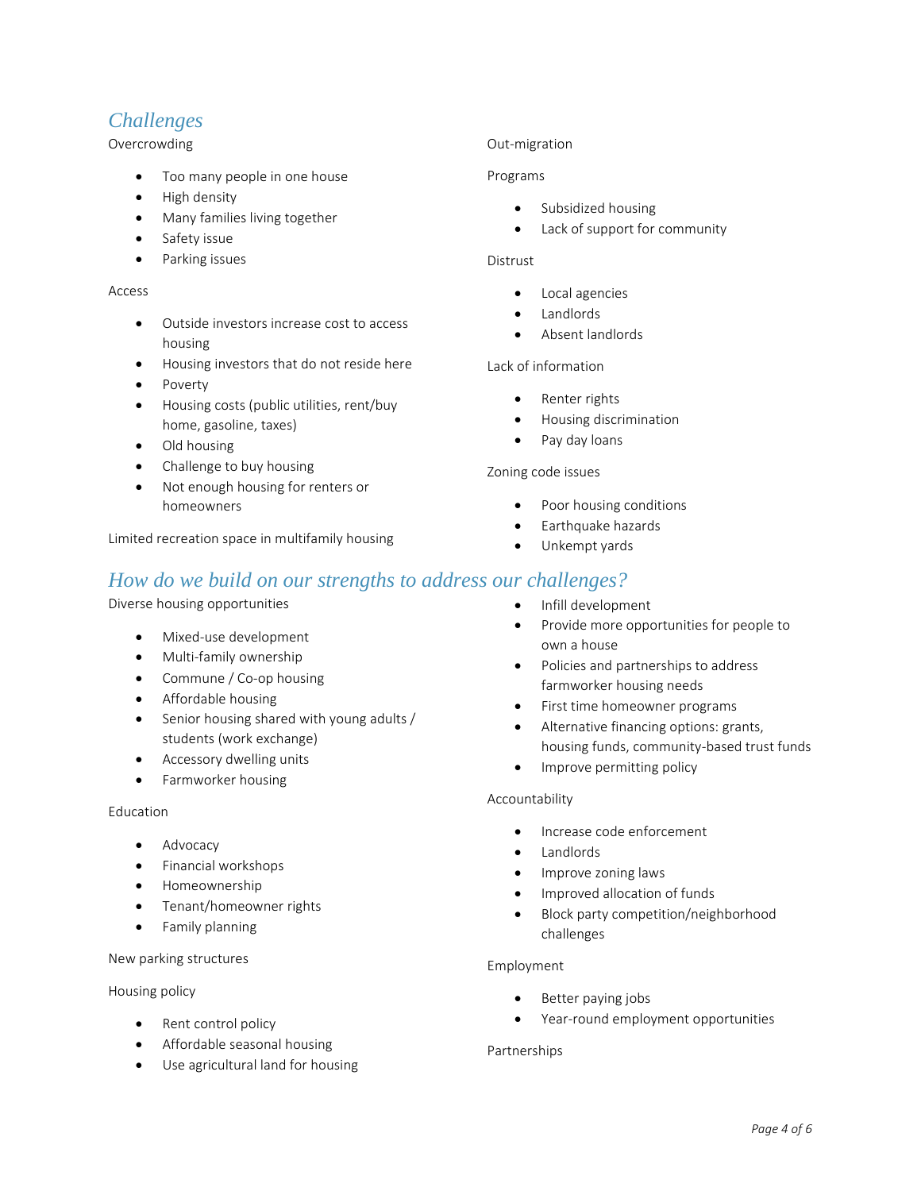## Challenges

Overcrowding

- Too many people in one house
- High density
- Many families living together
- Safety issue
- Parking issues

Access

- Outside investors increase cost to access housing
- Housing investors that do not reside here
- Poverty
- Housing costs (public utilities, rent/buy home, gasoline, taxes)
- Old housing
- Challenge to buy housing
- Not enough housing for renters or homeowners

Limited recreation space in multifamily housing

Out-migration

Programs

- Subsidized housing
- Lack of support for community

Distrust

- Local agencies
- Landlords
- Absent landlords

Lack of information

- Renter rights
- Housing discrimination
- Pay day loans

Zoning code issues

- Poor housing conditions
- Earthquake hazards
- Unkempt yards

## How do we build on our strengths to address our challenges?

Diverse housing opportunities

- Mixed-use development
- Multi-family ownership
- Commune / Co-op housing
- Affordable housing
- Senior housing shared with young adults / students (work exchange)
- Accessory dwelling units
- Farmworker housing

Education

- Advocacy
- Financial workshops
- Homeownership
- Tenant/homeowner rights
- Family planning

New parking structures

Housing policy

- Rent control policy
- Affordable seasonal housing
- Use agricultural land for housing
- Infill development
- Provide more opportunities for people to own a house
- Policies and partnerships to address farmworker housing needs
- First time homeowner programs
- Alternative financing options: grants, housing funds, community-based trust funds
- Improve permitting policy

Accountability

- Increase code enforcement
- Landlords
- Improve zoning laws
- Improved allocation of funds
- Block party competition/neighborhood challenges

Employment

- Better paying jobs
- Year-round employment opportunities

Partnerships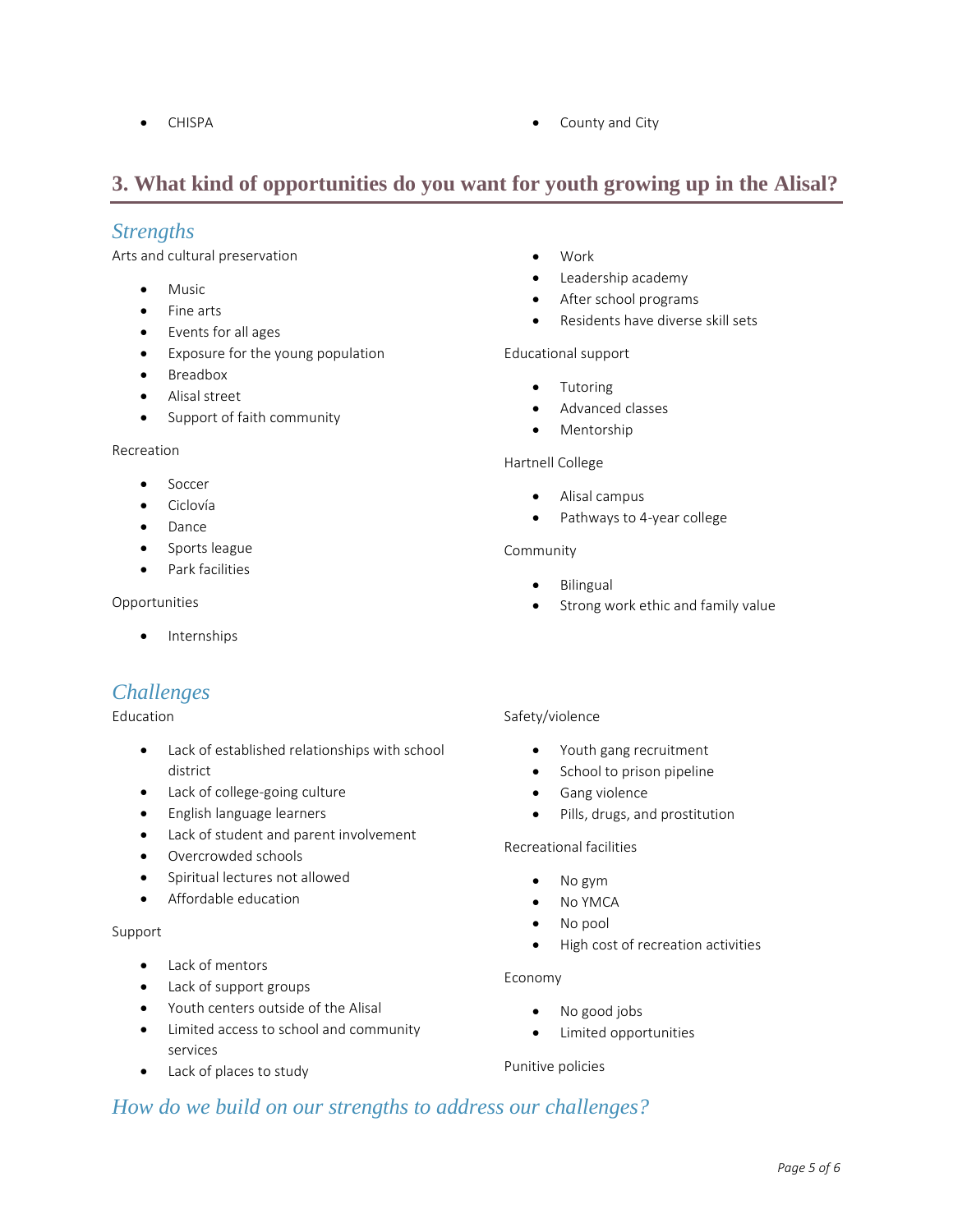- CHISPA
- County and City

## 3. What kind of opportunities do you want for youth growing up in the Alisal?

### *Strengths*

Arts and cultural preservation

- Music
- Fine arts
- Events for all ages
- Exposure for the young population
- Breadbox
- Alisal street
- Support of faith community

Recreation

- Soccer
- Ciclovía
- Dance
- Sports league
- Park facilities

Opportunities

- Internships
- Work
- Leadership academy
- After school programs
- Residents have diverse skill sets

Educational support

- Tutoring
- Advanced classes
- Mentorship

Hartnell College

- Alisal campus
- Pathways to 4-year college

Community

- Bilingual
- Strong work ethic and family value

### *Challenges*

Education

- Lack of established relationships with school district
- Lack of college-going culture
- English language learners
- Lack of student and parent involvement
- Overcrowded schools
- Spiritual lectures not allowed
- Affordable education

Support

- Lack of mentors
- Lack of support groups
- Youth centers outside of the Alisal
- Limited access to school and community services
- Lack of places to study

Safety/violence

- Youth gang recruitment
- School to prison pipeline
- Gang violence
- Pills, drugs, and prostitution

Recreational facilities

- No gym
- No YMCA
- No pool
- High cost of recreation activities

Economy

- No good jobs
- Limited opportunities

Punitive policies

### *How do we build on our strengths to address our challenges?*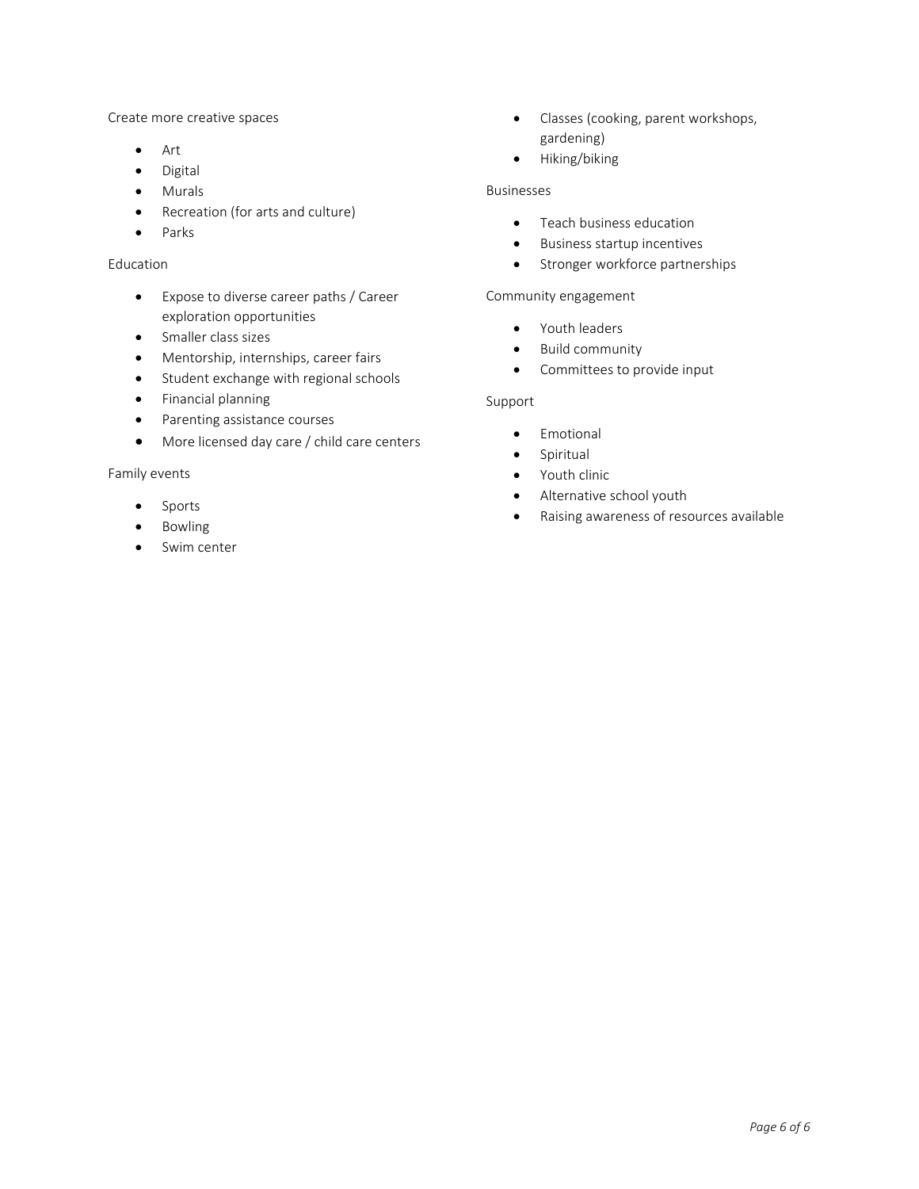Create more creative spaces

- Art
- Digital
- Murals
- Recreation (for arts and culture)
- Parks

Education

- Expose to diverse career paths / Career exploration opportunities
- Smaller class sizes
- Mentorship, internships, career fairs
- Student exchange with regional schools
- Financial planning
- Parenting assistance courses
- More licensed day care / child care centers

Family events

- Sports
- Bowling
- Swim center
- Classes (cooking, parent workshops, gardening)
- Hiking/biking

Businesses

- Teach business education
- Business startup incentives
- Stronger workforce partnerships

Community engagement

- Youth leaders
- Build community
- Committees to provide input

Support

- Emotional
- Spiritual
- Youth clinic
- Alternative school youth
- Raising awareness of resources available